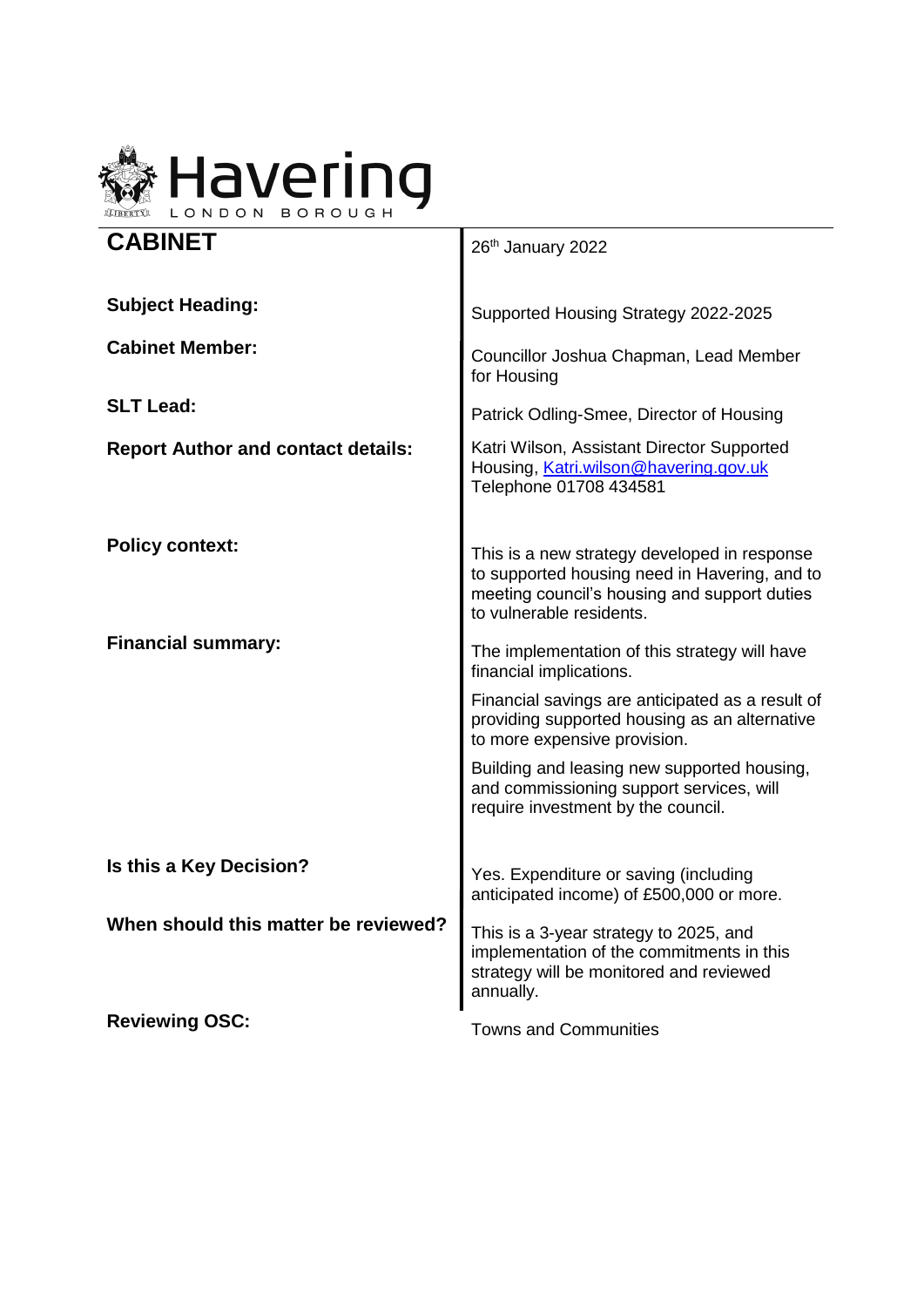Havering
LONDON BOROUGH

| **CABINET** | 26th January 2022 |
|---|---|
| **Subject Heading:** | Supported Housing Strategy 2022-2025 |
| **Cabinet Member:** | Councillor Joshua Chapman, Lead Member for Housing |
| **SLT Lead:** | Patrick Odling-Smee, Director of Housing |
| **Report Author and contact details:** | Katri Wilson, Assistant Director Supported Housing, Katri.wilson@havering.gov.uk Telephone 01708 434581 |
| **Policy context:** | This is a new strategy developed in response to supported housing need in Havering, and to meeting council's housing and support duties to vulnerable residents. |
| **Financial summary:** | The implementation of this strategy will have financial implications. <br><br> Financial savings are anticipated as a result of providing supported housing as an alternative to more expensive provision. <br><br> Building and leasing new supported housing, and commissioning support services, will require investment by the council. |
| **Is this a Key Decision?** | Yes. Expenditure or saving (including anticipated income) of £500,000 or more. |
| **When should this matter be reviewed?** | This is a 3-year strategy to 2025, and implementation of the commitments in this strategy will be monitored and reviewed annually. |
| **Reviewing OSC:** | Towns and Communities |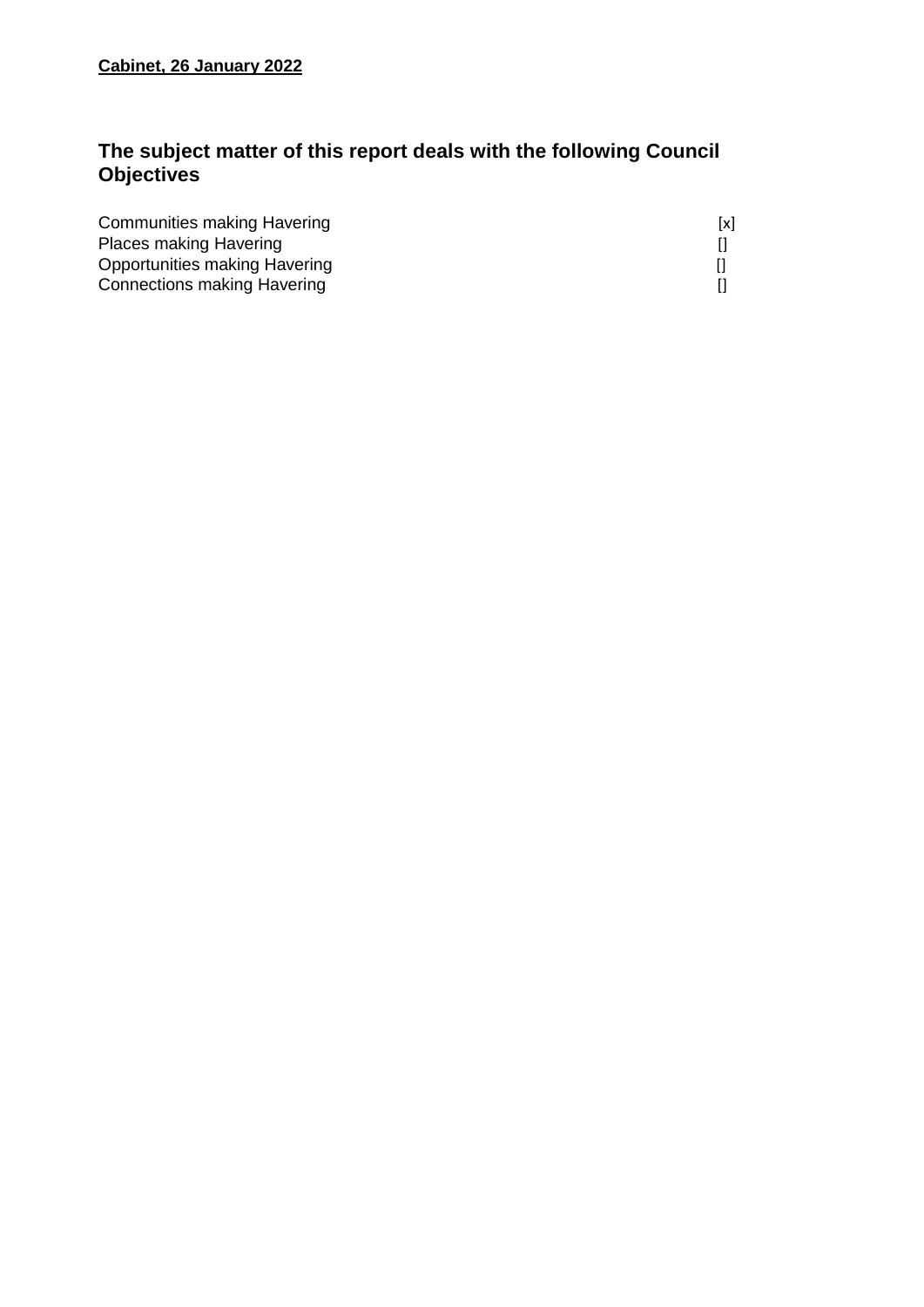**Cabinet, 26 January 2022**

## The subject matter of this report deals with the following Council Objectives

Communities making Havering [x]
Places making Havering []
Opportunities making Havering []
Connections making Havering []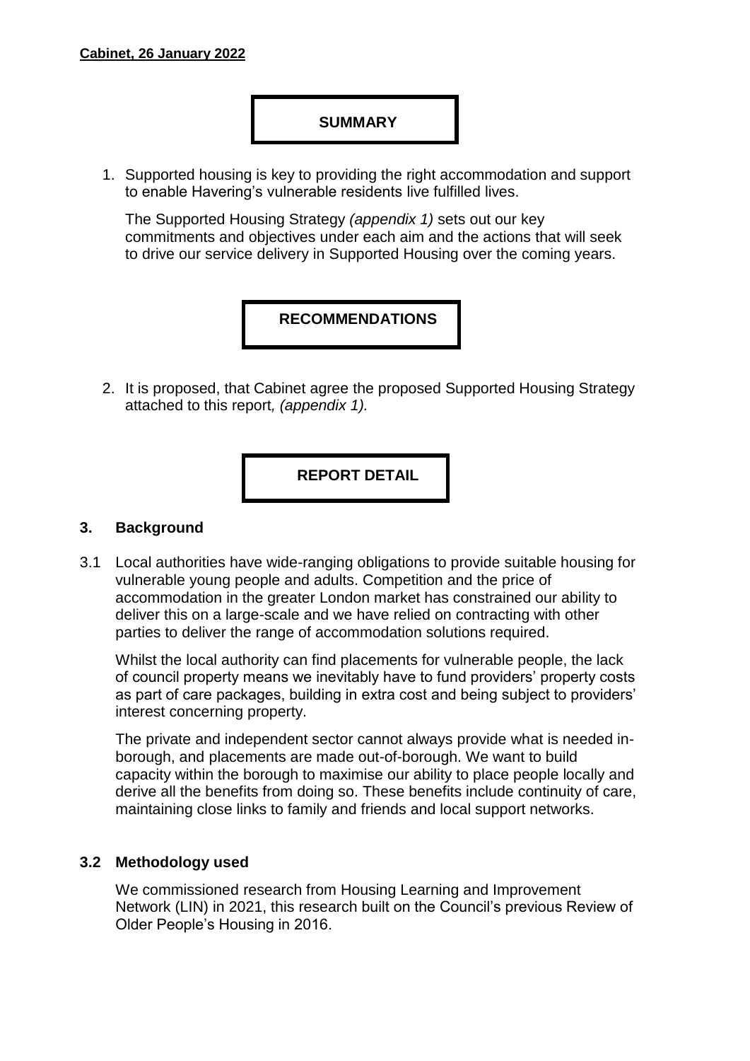**Cabinet, 26 January 2022**

## SUMMARY

1. Supported housing is key to providing the right accommodation and support to enable Havering's vulnerable residents live fulfilled lives.

   The Supported Housing Strategy *(appendix 1)* sets out our key commitments and objectives under each aim and the actions that will seek to drive our service delivery in Supported Housing over the coming years.

## RECOMMENDATIONS

2. It is proposed, that Cabinet agree the proposed Supported Housing Strategy attached to this report*, (appendix 1).*

## REPORT DETAIL

### 3. Background

3.1 Local authorities have wide-ranging obligations to provide suitable housing for vulnerable young people and adults. Competition and the price of accommodation in the greater London market has constrained our ability to deliver this on a large-scale and we have relied on contracting with other parties to deliver the range of accommodation solutions required.

Whilst the local authority can find placements for vulnerable people, the lack of council property means we inevitably have to fund providers' property costs as part of care packages, building in extra cost and being subject to providers' interest concerning property.

The private and independent sector cannot always provide what is needed in-borough, and placements are made out-of-borough. We want to build capacity within the borough to maximise our ability to place people locally and derive all the benefits from doing so. These benefits include continuity of care, maintaining close links to family and friends and local support networks.

### 3.2 Methodology used

We commissioned research from Housing Learning and Improvement Network (LIN) in 2021, this research built on the Council's previous Review of Older People's Housing in 2016.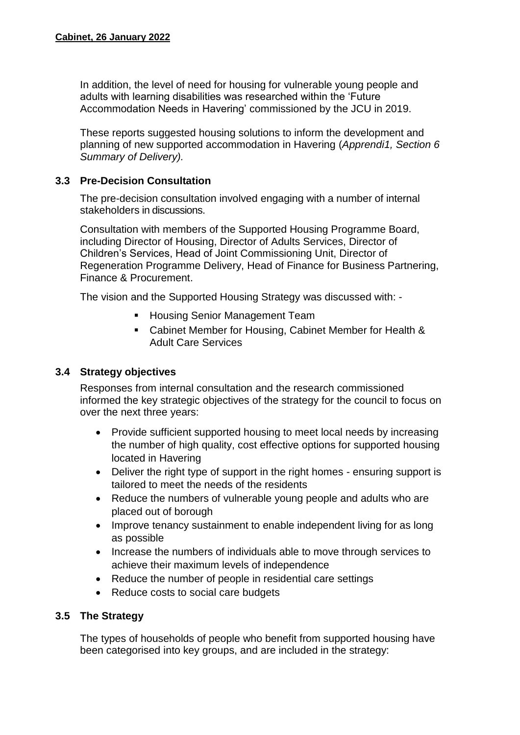In addition, the level of need for housing for vulnerable young people and adults with learning disabilities was researched within the 'Future Accommodation Needs in Havering' commissioned by the JCU in 2019.

These reports suggested housing solutions to inform the development and planning of new supported accommodation in Havering (*Apprendi1, Section 6 Summary of Delivery).*

### 3.3 Pre-Decision Consultation

The pre-decision consultation involved engaging with a number of internal stakeholders in discussions.

Consultation with members of the Supported Housing Programme Board, including Director of Housing, Director of Adults Services, Director of Children's Services, Head of Joint Commissioning Unit, Director of Regeneration Programme Delivery, Head of Finance for Business Partnering, Finance & Procurement.

The vision and the Supported Housing Strategy was discussed with: -

- Housing Senior Management Team
- Cabinet Member for Housing, Cabinet Member for Health & Adult Care Services

### 3.4 Strategy objectives

Responses from internal consultation and the research commissioned informed the key strategic objectives of the strategy for the council to focus on over the next three years:

- Provide sufficient supported housing to meet local needs by increasing the number of high quality, cost effective options for supported housing located in Havering
- Deliver the right type of support in the right homes - ensuring support is tailored to meet the needs of the residents
- Reduce the numbers of vulnerable young people and adults who are placed out of borough
- Improve tenancy sustainment to enable independent living for as long as possible
- Increase the numbers of individuals able to move through services to achieve their maximum levels of independence
- Reduce the number of people in residential care settings
- Reduce costs to social care budgets

### 3.5 The Strategy

The types of households of people who benefit from supported housing have been categorised into key groups, and are included in the strategy: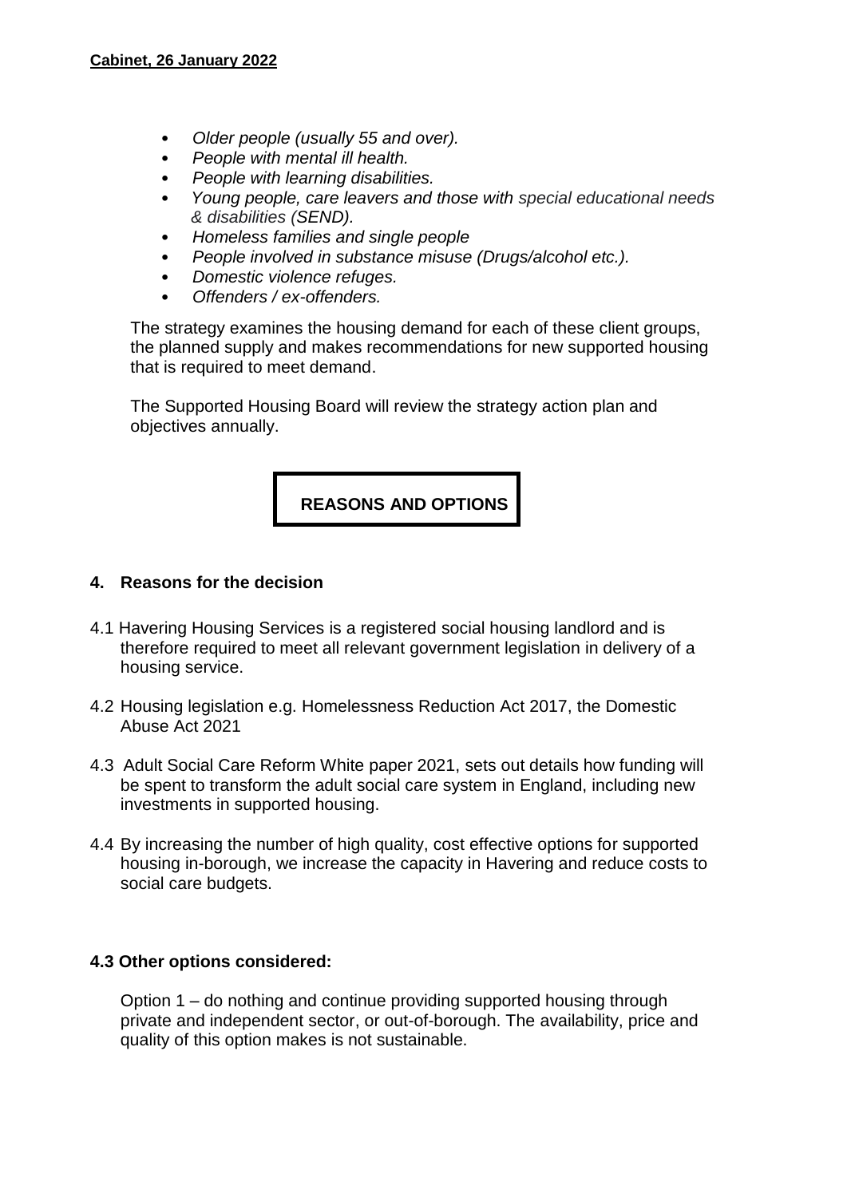- *Older people (usually 55 and over).*
- *People with mental ill health.*
- *People with learning disabilities.*
- *Young people, care leavers and those with special educational needs & disabilities (SEND).*
- *Homeless families and single people*
- *People involved in substance misuse (Drugs/alcohol etc.).*
- *Domestic violence refuges.*
- *Offenders / ex-offenders.*

The strategy examines the housing demand for each of these client groups, the planned supply and makes recommendations for new supported housing that is required to meet demand.

The Supported Housing Board will review the strategy action plan and objectives annually.

## REASONS AND OPTIONS

### 4. Reasons for the decision

4.1 Havering Housing Services is a registered social housing landlord and is therefore required to meet all relevant government legislation in delivery of a housing service.

4.2 Housing legislation e.g. Homelessness Reduction Act 2017, the Domestic Abuse Act 2021

4.3 Adult Social Care Reform White paper 2021, sets out details how funding will be spent to transform the adult social care system in England, including new investments in supported housing.

4.4 By increasing the number of high quality, cost effective options for supported housing in-borough, we increase the capacity in Havering and reduce costs to social care budgets.

### 4.3 Other options considered:

Option 1 – do nothing and continue providing supported housing through private and independent sector, or out-of-borough. The availability, price and quality of this option makes is not sustainable.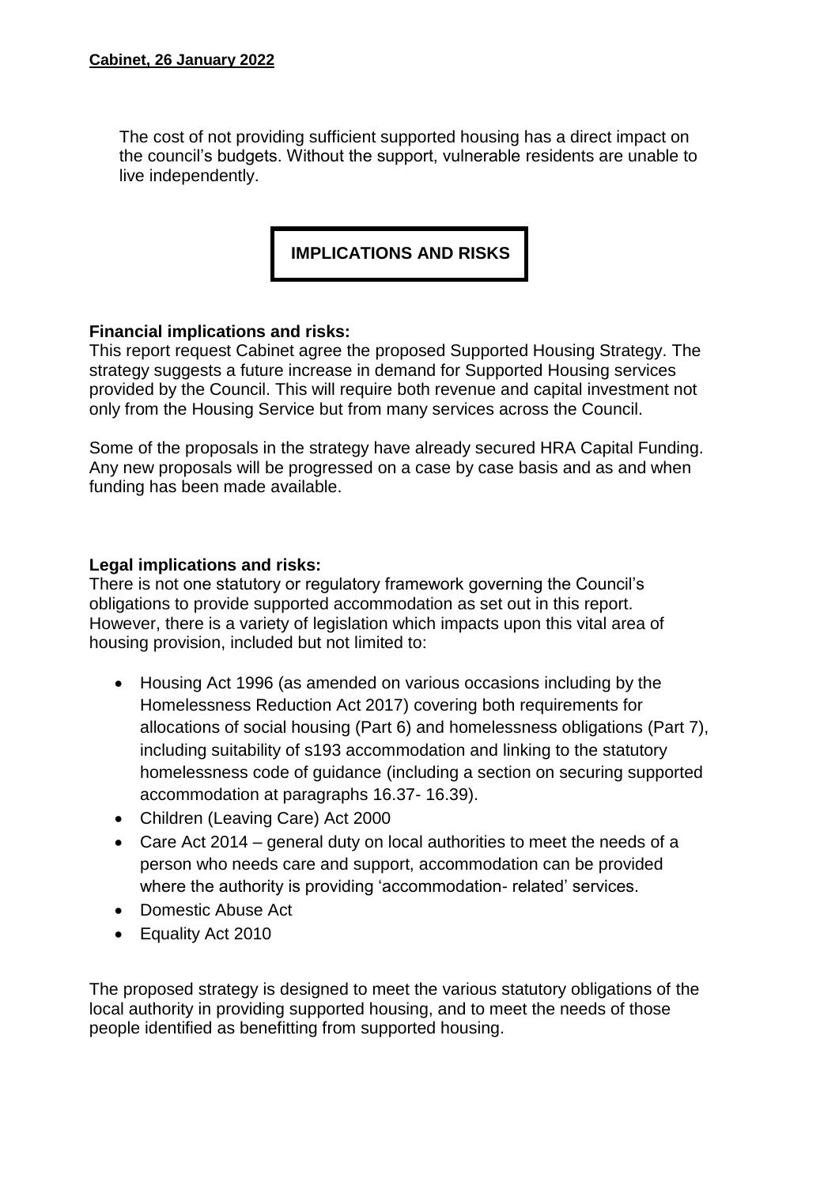The cost of not providing sufficient supported housing has a direct impact on the council's budgets. Without the support, vulnerable residents are unable to live independently.

## IMPLICATIONS AND RISKS

**Financial implications and risks:**

This report request Cabinet agree the proposed Supported Housing Strategy. The strategy suggests a future increase in demand for Supported Housing services provided by the Council. This will require both revenue and capital investment not only from the Housing Service but from many services across the Council.

Some of the proposals in the strategy have already secured HRA Capital Funding. Any new proposals will be progressed on a case by case basis and as and when funding has been made available.

**Legal implications and risks:**

There is not one statutory or regulatory framework governing the Council's obligations to provide supported accommodation as set out in this report. However, there is a variety of legislation which impacts upon this vital area of housing provision, included but not limited to:

- Housing Act 1996 (as amended on various occasions including by the Homelessness Reduction Act 2017) covering both requirements for allocations of social housing (Part 6) and homelessness obligations (Part 7), including suitability of s193 accommodation and linking to the statutory homelessness code of guidance (including a section on securing supported accommodation at paragraphs 16.37- 16.39).
- Children (Leaving Care) Act 2000
- Care Act 2014 – general duty on local authorities to meet the needs of a person who needs care and support, accommodation can be provided where the authority is providing 'accommodation- related' services.
- Domestic Abuse Act
- Equality Act 2010

The proposed strategy is designed to meet the various statutory obligations of the local authority in providing supported housing, and to meet the needs of those people identified as benefitting from supported housing.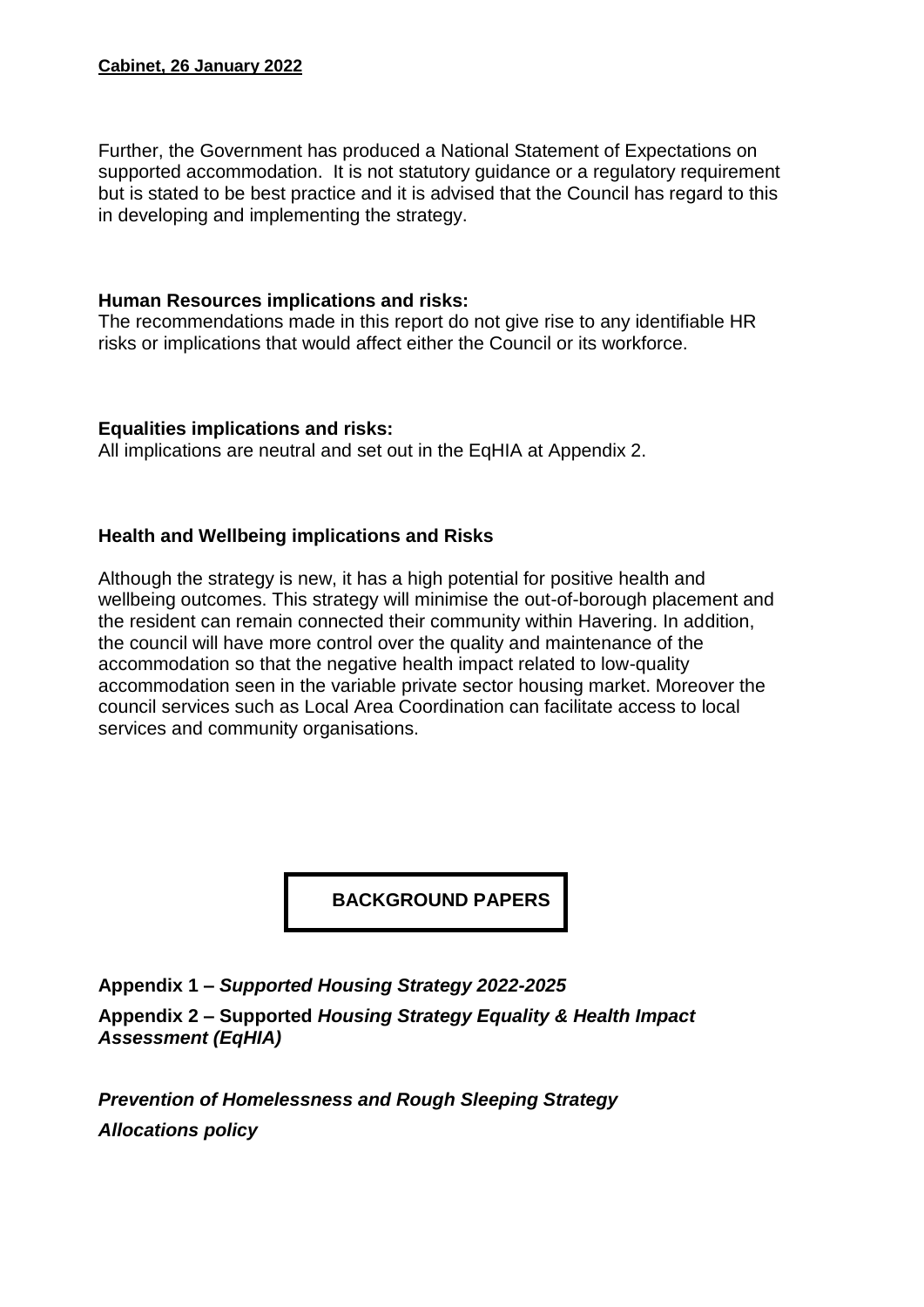Further, the Government has produced a National Statement of Expectations on supported accommodation. It is not statutory guidance or a regulatory requirement but is stated to be best practice and it is advised that the Council has regard to this in developing and implementing the strategy.

**Human Resources implications and risks:**
The recommendations made in this report do not give rise to any identifiable HR risks or implications that would affect either the Council or its workforce.

**Equalities implications and risks:**
All implications are neutral and set out in the EqHIA at Appendix 2.

**Health and Wellbeing implications and Risks**

Although the strategy is new, it has a high potential for positive health and wellbeing outcomes. This strategy will minimise the out-of-borough placement and the resident can remain connected their community within Havering. In addition, the council will have more control over the quality and maintenance of the accommodation so that the negative health impact related to low-quality accommodation seen in the variable private sector housing market. Moreover the council services such as Local Area Coordination can facilitate access to local services and community organisations.

**BACKGROUND PAPERS**

**Appendix 1 –** ***Supported Housing Strategy 2022-2025***

**Appendix 2 – Supported** ***Housing Strategy Equality & Health Impact Assessment (EqHIA)***

***Prevention of Homelessness and Rough Sleeping Strategy***

***Allocations policy***